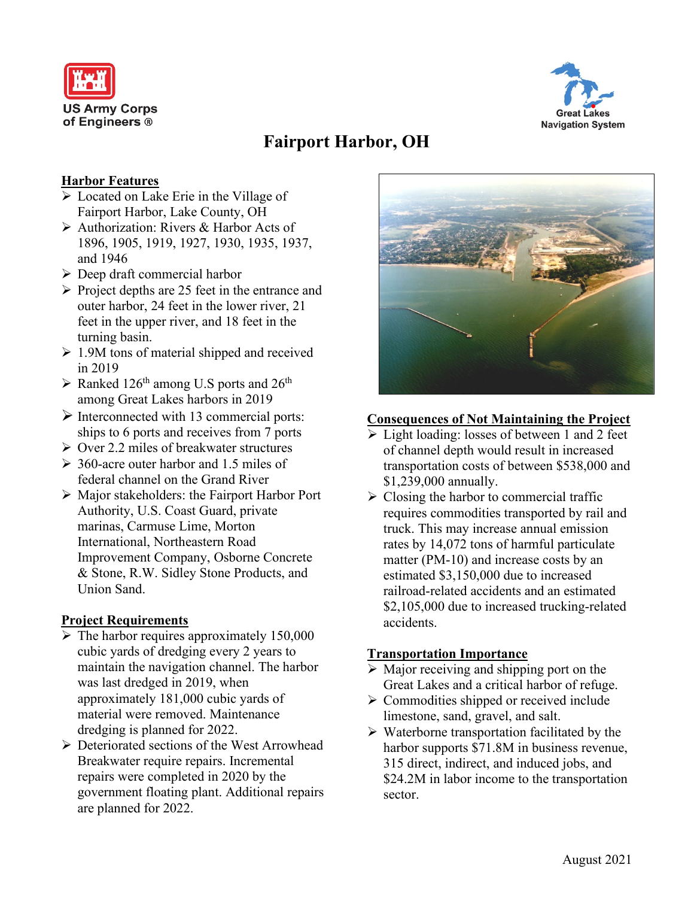US Army Corps of Engineers ®

Great Lakes Navigation System

# Fairport Harbor, OH

## Harbor Features

- Located on Lake Erie in the Village of Fairport Harbor, Lake County, OH
- Authorization: Rivers & Harbor Acts of 1896, 1905, 1919, 1927, 1930, 1935, 1937, and 1946
- Deep draft commercial harbor
- Project depths are 25 feet in the entrance and outer harbor, 24 feet in the lower river, 21 feet in the upper river, and 18 feet in the turning basin.
- 1.9M tons of material shipped and received in 2019
- Ranked 126th among U.S ports and 26th among Great Lakes harbors in 2019
- Interconnected with 13 commercial ports: ships to 6 ports and receives from 7 ports
- Over 2.2 miles of breakwater structures
- 360-acre outer harbor and 1.5 miles of federal channel on the Grand River
- Major stakeholders: the Fairport Harbor Port Authority, U.S. Coast Guard, private marinas, Carmuse Lime, Morton International, Northeastern Road Improvement Company, Osborne Concrete & Stone, R.W. Sidley Stone Products, and Union Sand.

## Project Requirements

- The harbor requires approximately 150,000 cubic yards of dredging every 2 years to maintain the navigation channel. The harbor was last dredged in 2019, when approximately 181,000 cubic yards of material were removed. Maintenance dredging is planned for 2022.
- Deteriorated sections of the West Arrowhead Breakwater require repairs. Incremental repairs were completed in 2020 by the government floating plant. Additional repairs are planned for 2022.

## Consequences of Not Maintaining the Project

- Light loading: losses of between 1 and 2 feet of channel depth would result in increased transportation costs of between $538,000 and $1,239,000 annually.
- Closing the harbor to commercial traffic requires commodities transported by rail and truck. This may increase annual emission rates by 14,072 tons of harmful particulate matter (PM-10) and increase costs by an estimated $3,150,000 due to increased railroad-related accidents and an estimated $2,105,000 due to increased trucking-related accidents.

## Transportation Importance

- Major receiving and shipping port on the Great Lakes and a critical harbor of refuge.
- Commodities shipped or received include limestone, sand, gravel, and salt.
- Waterborne transportation facilitated by the harbor supports $71.8M in business revenue, 315 direct, indirect, and induced jobs, and $24.2M in labor income to the transportation sector.

August 2021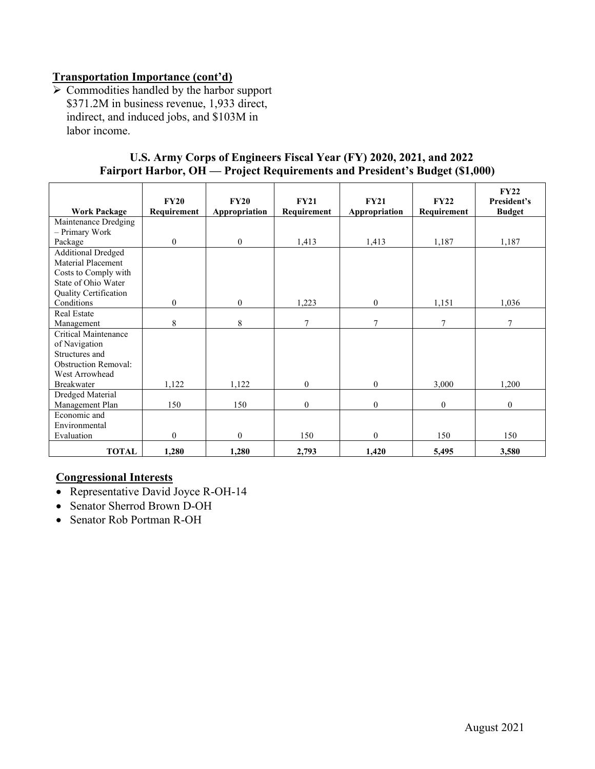**Transportation Importance (cont'd)**

- Commodities handled by the harbor support $371.2M in business revenue, 1,933 direct, indirect, and induced jobs, and $103M in labor income.

**U.S. Army Corps of Engineers Fiscal Year (FY) 2020, 2021, and 2022**
**Fairport Harbor, OH — Project Requirements and President's Budget ($1,000)**

| Work Package | FY20 Requirement | FY20 Appropriation | FY21 Requirement | FY21 Appropriation | FY22 Requirement | FY22 President's Budget |
|---|---|---|---|---|---|---|
| Maintenance Dredging – Primary Work Package | 0 | 0 | 1,413 | 1,413 | 1,187 | 1,187 |
| Additional Dredged Material Placement Costs to Comply with State of Ohio Water Quality Certification Conditions | 0 | 0 | 1,223 | 0 | 1,151 | 1,036 |
| Real Estate Management | 8 | 8 | 7 | 7 | 7 | 7 |
| Critical Maintenance of Navigation Structures and Obstruction Removal: West Arrowhead Breakwater | 1,122 | 1,122 | 0 | 0 | 3,000 | 1,200 |
| Dredged Material Management Plan | 150 | 150 | 0 | 0 | 0 | 0 |
| Economic and Environmental Evaluation | 0 | 0 | 150 | 0 | 150 | 150 |
| **TOTAL** | **1,280** | **1,280** | **2,793** | **1,420** | **5,495** | **3,580** |

**Congressional Interests**

- Representative David Joyce R-OH-14
- Senator Sherrod Brown D-OH
- Senator Rob Portman R-OH

August 2021